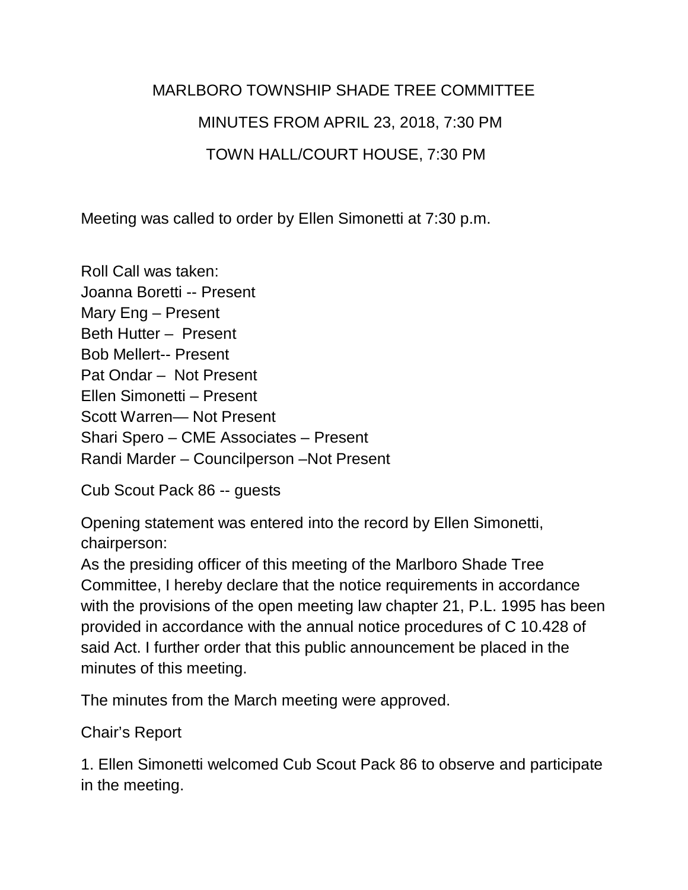MARLBORO TOWNSHIP SHADE TREE COMMITTEE

MINUTES FROM APRIL 23, 2018, 7:30 PM

TOWN HALL/COURT HOUSE, 7:30 PM

Meeting was called to order by Ellen Simonetti at 7:30 p.m.

Roll Call was taken:
Joanna Boretti -- Present
Mary Eng – Present
Beth Hutter – Present
Bob Mellert-- Present
Pat Ondar – Not Present
Ellen Simonetti – Present
Scott Warren— Not Present
Shari Spero – CME Associates – Present
Randi Marder – Councilperson –Not Present

Cub Scout Pack 86 -- guests

Opening statement was entered into the record by Ellen Simonetti, chairperson:
As the presiding officer of this meeting of the Marlboro Shade Tree Committee, I hereby declare that the notice requirements in accordance with the provisions of the open meeting law chapter 21, P.L. 1995 has been provided in accordance with the annual notice procedures of C 10.428 of said Act. I further order that this public announcement be placed in the minutes of this meeting.

The minutes from the March meeting were approved.

Chair's Report

1. Ellen Simonetti welcomed Cub Scout Pack 86 to observe and participate in the meeting.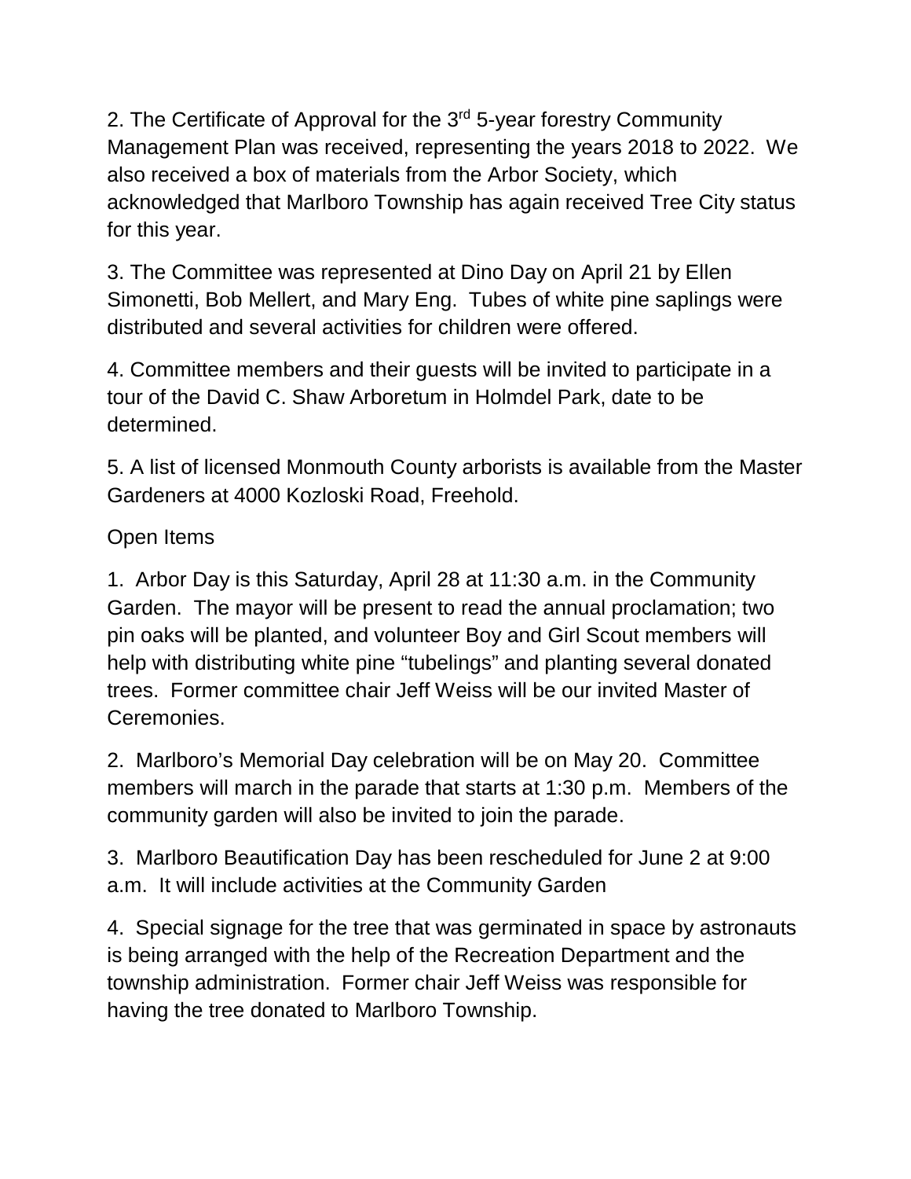2. The Certificate of Approval for the 3rd 5-year forestry Community Management Plan was received, representing the years 2018 to 2022. We also received a box of materials from the Arbor Society, which acknowledged that Marlboro Township has again received Tree City status for this year.

3. The Committee was represented at Dino Day on April 21 by Ellen Simonetti, Bob Mellert, and Mary Eng. Tubes of white pine saplings were distributed and several activities for children were offered.

4. Committee members and their guests will be invited to participate in a tour of the David C. Shaw Arboretum in Holmdel Park, date to be determined.

5. A list of licensed Monmouth County arborists is available from the Master Gardeners at 4000 Kozloski Road, Freehold.

Open Items

1. Arbor Day is this Saturday, April 28 at 11:30 a.m. in the Community Garden. The mayor will be present to read the annual proclamation; two pin oaks will be planted, and volunteer Boy and Girl Scout members will help with distributing white pine "tubelings" and planting several donated trees. Former committee chair Jeff Weiss will be our invited Master of Ceremonies.

2. Marlboro's Memorial Day celebration will be on May 20. Committee members will march in the parade that starts at 1:30 p.m. Members of the community garden will also be invited to join the parade.

3. Marlboro Beautification Day has been rescheduled for June 2 at 9:00 a.m. It will include activities at the Community Garden

4. Special signage for the tree that was germinated in space by astronauts is being arranged with the help of the Recreation Department and the township administration. Former chair Jeff Weiss was responsible for having the tree donated to Marlboro Township.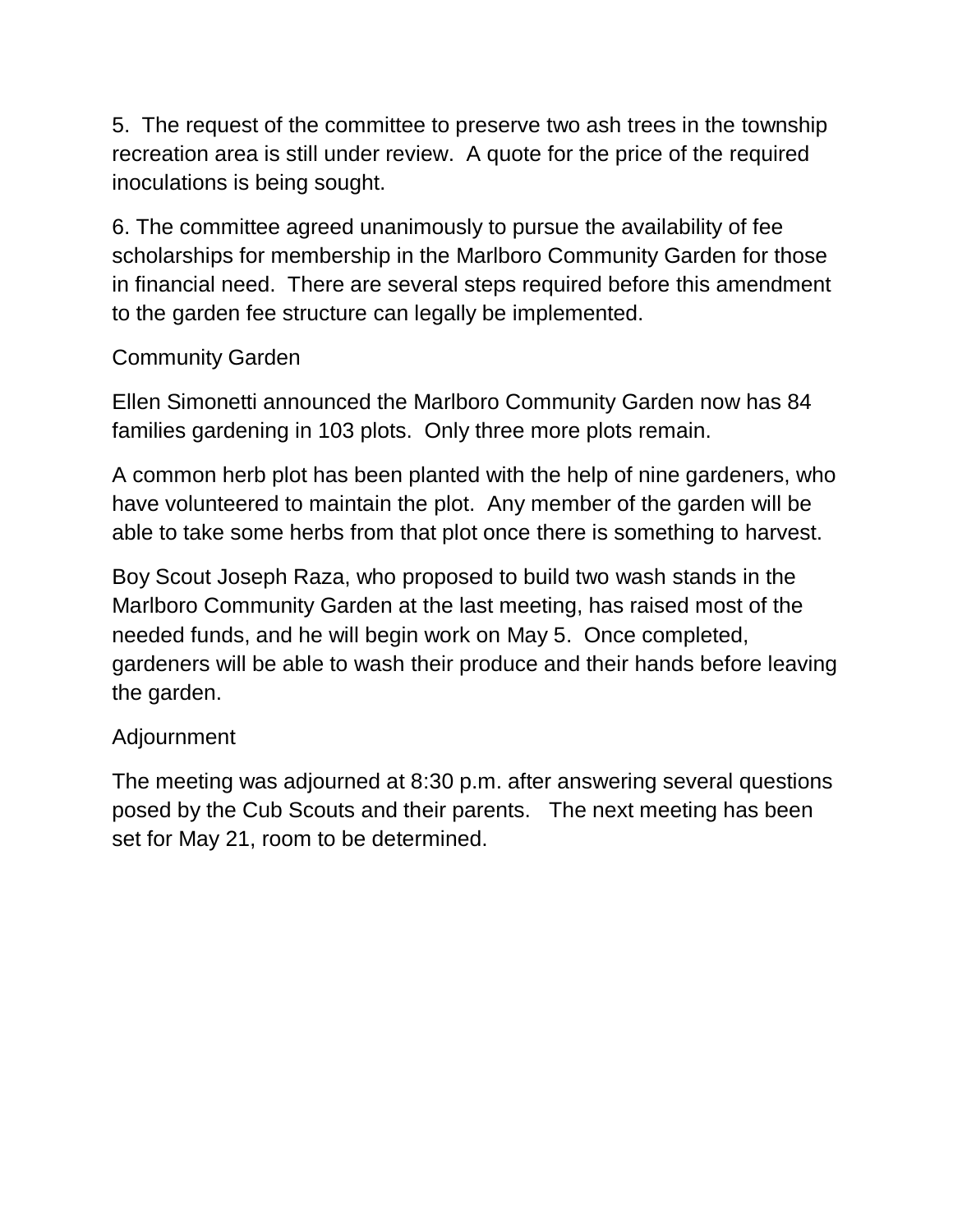5. The request of the committee to preserve two ash trees in the township recreation area is still under review. A quote for the price of the required inoculations is being sought.

6. The committee agreed unanimously to pursue the availability of fee scholarships for membership in the Marlboro Community Garden for those in financial need. There are several steps required before this amendment to the garden fee structure can legally be implemented.

## Community Garden

Ellen Simonetti announced the Marlboro Community Garden now has 84 families gardening in 103 plots. Only three more plots remain.

A common herb plot has been planted with the help of nine gardeners, who have volunteered to maintain the plot. Any member of the garden will be able to take some herbs from that plot once there is something to harvest.

Boy Scout Joseph Raza, who proposed to build two wash stands in the Marlboro Community Garden at the last meeting, has raised most of the needed funds, and he will begin work on May 5. Once completed, gardeners will be able to wash their produce and their hands before leaving the garden.

## Adjournment

The meeting was adjourned at 8:30 p.m. after answering several questions posed by the Cub Scouts and their parents. The next meeting has been set for May 21, room to be determined.